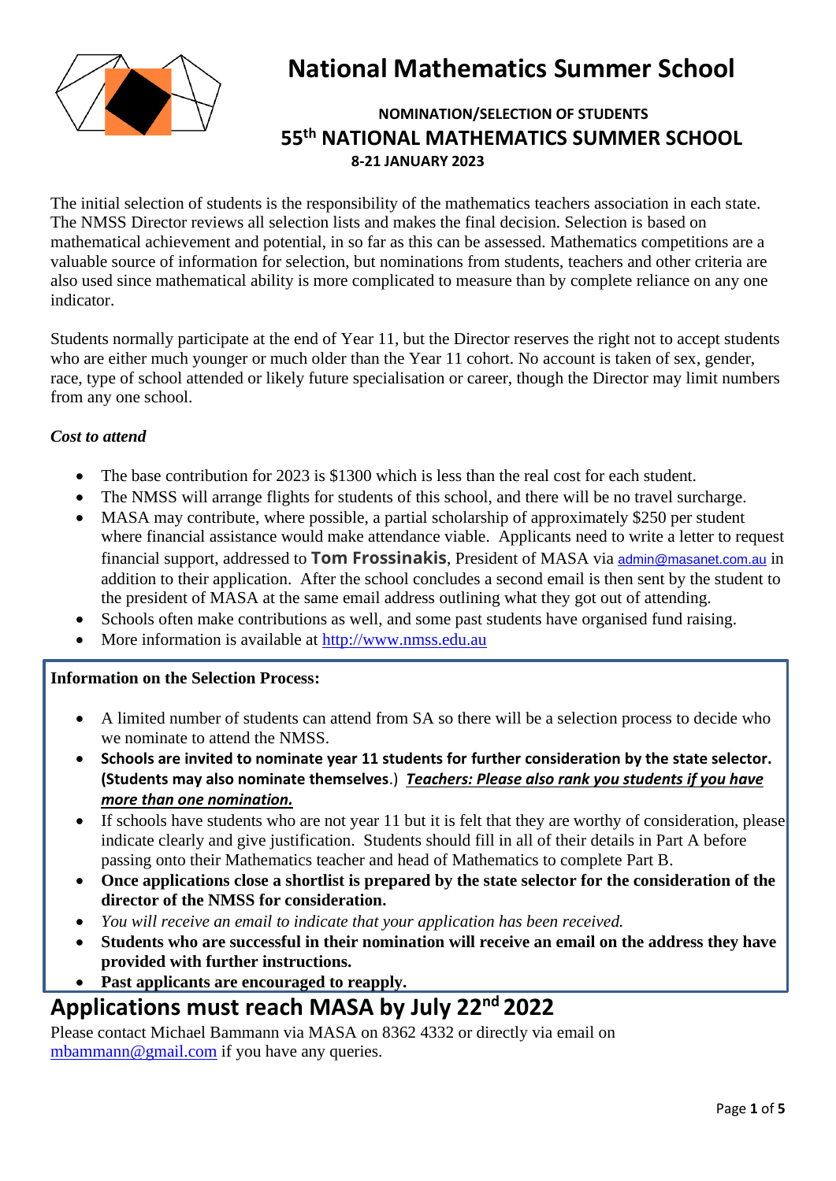# National Mathematics Summer School

### NOMINATION/SELECTION OF STUDENTS

## 55th NATIONAL MATHEMATICS SUMMER SCHOOL

### 8-21 JANUARY 2023

The initial selection of students is the responsibility of the mathematics teachers association in each state. The NMSS Director reviews all selection lists and makes the final decision. Selection is based on mathematical achievement and potential, in so far as this can be assessed. Mathematics competitions are a valuable source of information for selection, but nominations from students, teachers and other criteria are also used since mathematical ability is more complicated to measure than by complete reliance on any one indicator.

Students normally participate at the end of Year 11, but the Director reserves the right not to accept students who are either much younger or much older than the Year 11 cohort. No account is taken of sex, gender, race, type of school attended or likely future specialisation or career, though the Director may limit numbers from any one school.

***Cost to attend***

- The base contribution for 2023 is $1300 which is less than the real cost for each student.
- The NMSS will arrange flights for students of this school, and there will be no travel surcharge.
- MASA may contribute, where possible, a partial scholarship of approximately $250 per student where financial assistance would make attendance viable. Applicants need to write a letter to request financial support, addressed to **Tom Frossinakis**, President of MASA via admin@masanet.com.au in addition to their application. After the school concludes a second email is then sent by the student to the president of MASA at the same email address outlining what they got out of attending.
- Schools often make contributions as well, and some past students have organised fund raising.
- More information is available at http://www.nmss.edu.au

**Information on the Selection Process:**

- A limited number of students can attend from SA so there will be a selection process to decide who we nominate to attend the NMSS.
- **Schools are invited to nominate year 11 students for further consideration by the state selector. (Students may also nominate themselves.)** ***Teachers: Please also rank you students if you have more than one nomination.***
- If schools have students who are not year 11 but it is felt that they are worthy of consideration, please indicate clearly and give justification. Students should fill in all of their details in Part A before passing onto their Mathematics teacher and head of Mathematics to complete Part B.
- **Once applications close a shortlist is prepared by the state selector for the consideration of the director of the NMSS for consideration.**
- *You will receive an email to indicate that your application has been received.*
- **Students who are successful in their nomination will receive an email on the address they have provided with further instructions.**
- **Past applicants are encouraged to reapply.**

## Applications must reach MASA by July 22nd 2022

Please contact Michael Bammann via MASA on 8362 4332 or directly via email on mbammann@gmail.com if you have any queries.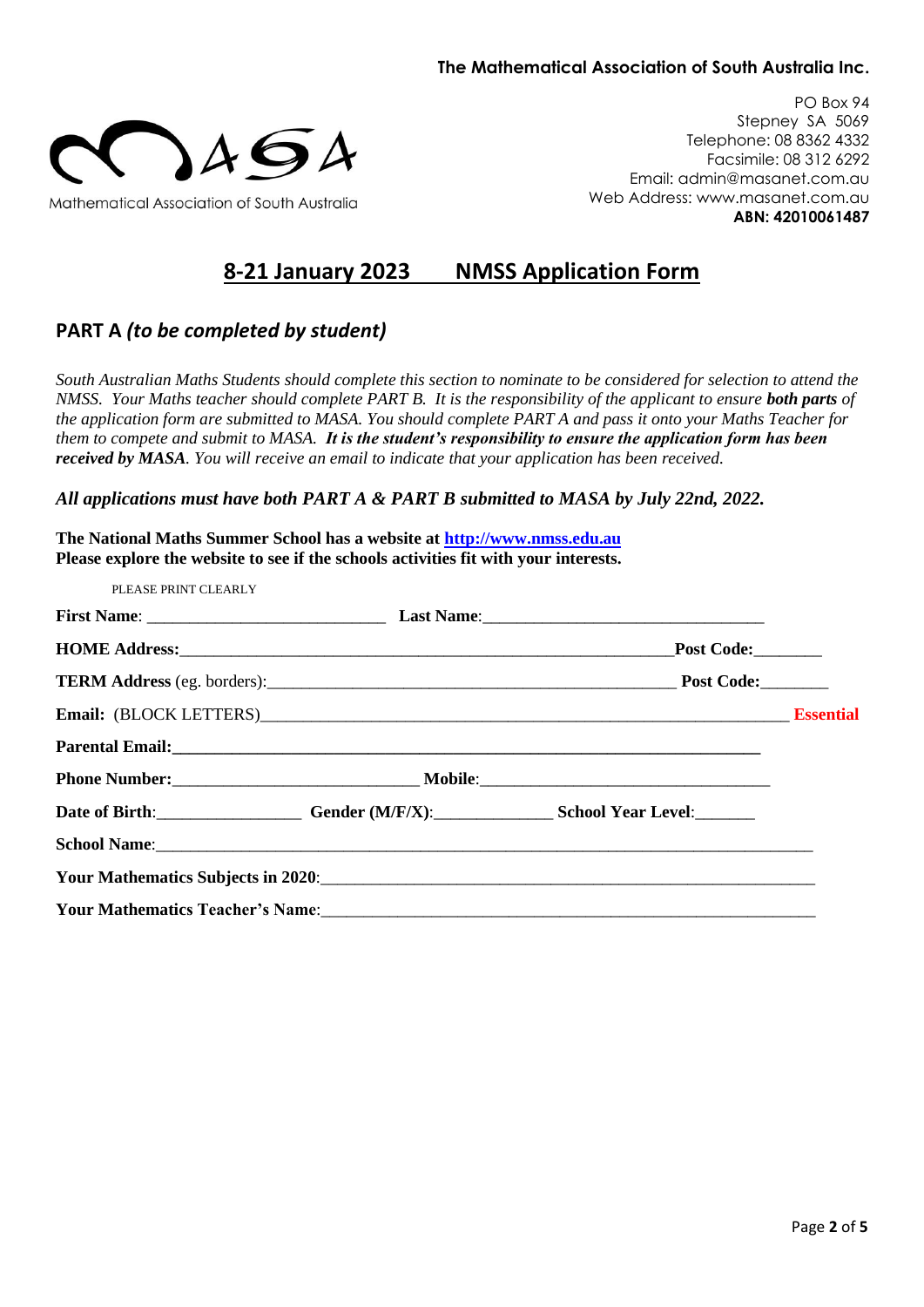**The Mathematical Association of South Australia Inc.**

Mathematical Association of South Australia

PO Box 94
Stepney SA 5069
Telephone: 08 8362 4332
Facsimile: 08 312 6292
Email: admin@masanet.com.au
Web Address: www.masanet.com.au
**ABN: 42010061487**

## 8-21 January 2023 NMSS Application Form

### PART A *(to be completed by student)*

*South Australian Maths Students should complete this section to nominate to be considered for selection to attend the NMSS. Your Maths teacher should complete PART B. It is the responsibility of the applicant to ensure* ***both parts*** *of the application form are submitted to MASA. You should complete PART A and pass it onto your Maths Teacher for them to compete and submit to MASA.* ***It is the student's responsibility to ensure the application form has been received by MASA****. You will receive an email to indicate that your application has been received.*

***All applications must have both PART A & PART B submitted to MASA by July 22nd, 2022.***

**The National Maths Summer School has a website at [http://www.nmss.edu.au](http://www.nmss.edu.au)**
**Please explore the website to see if the schools activities fit with your interests.**

PLEASE PRINT CLEARLY

**First Name**: ____________________________ **Last Name**:_________________________________

**HOME Address:**____________________________________________________________**Post Code:**________

**TERM Address** (eg. borders):_________________________________________________ **Post Code:**________

**Email:** (BLOCK LETTERS)_______________________________________________________________ **Essential**

**Parental Email:**_________________________________________________________________________

**Phone Number:**_____________________________ **Mobile**:__________________________________

**Date of Birth**:_________________ **Gender (M/F/X)**:_____________ **School Year Level**:_______

**School Name**:_______________________________________________________________________________

**Your Mathematics Subjects in 2020**:___________________________________________________________

**Your Mathematics Teacher's Name**:___________________________________________________________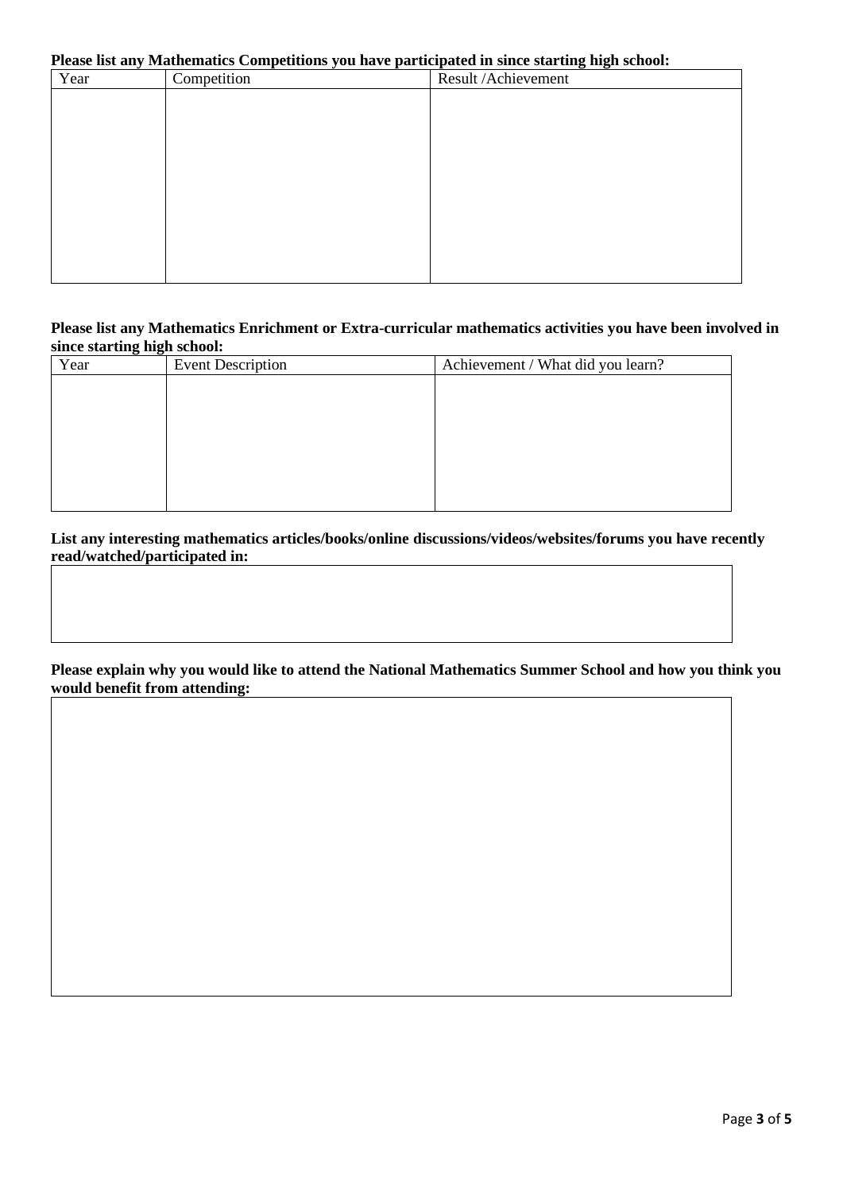**Please list any Mathematics Competitions you have participated in since starting high school:**

| Year | Competition | Result /Achievement |
|---|---|---|
| | | |

**Please list any Mathematics Enrichment or Extra-curricular mathematics activities you have been involved in since starting high school:**

| Year | Event Description | Achievement / What did you learn? |
|---|---|---|
| | | |

**List any interesting mathematics articles/books/online discussions/videos/websites/forums you have recently read/watched/participated in:**

| |
|---|
| |

**Please explain why you would like to attend the National Mathematics Summer School and how you think you would benefit from attending:**

| |
|---|
| |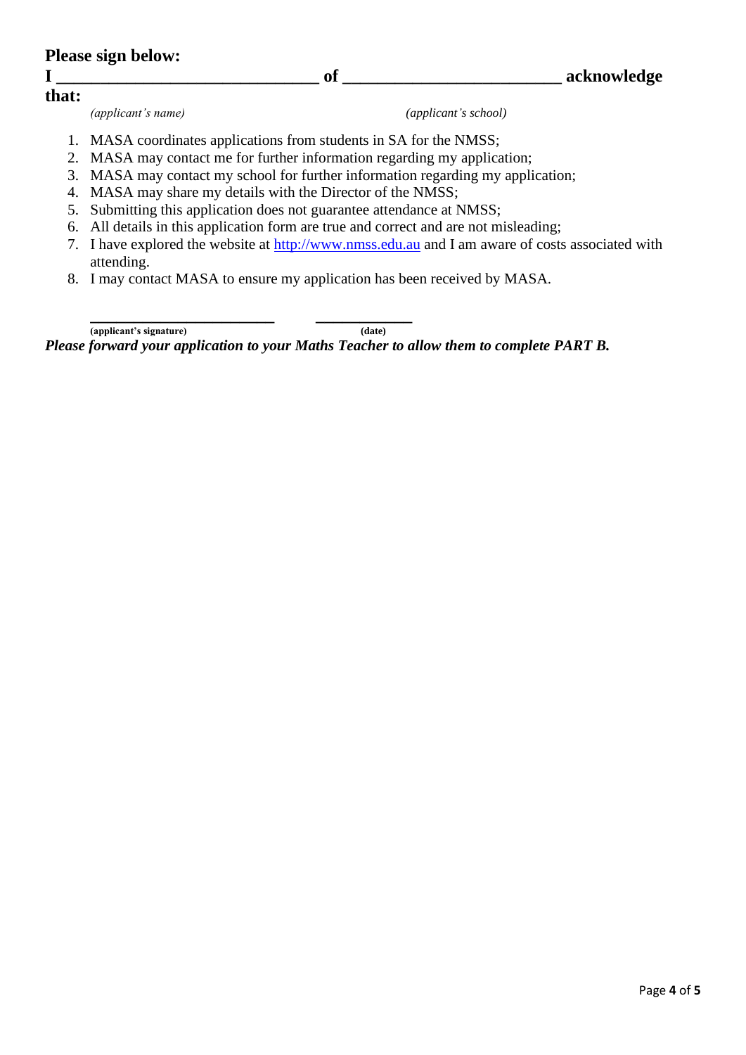**Please sign below:**

**I \_\_\_\_\_\_\_\_\_\_\_\_\_\_\_\_\_\_\_\_\_\_\_\_\_\_\_\_\_\_ of \_\_\_\_\_\_\_\_\_\_\_\_\_\_\_\_\_\_\_\_\_\_\_\_\_\_ acknowledge that:**

*(applicant's name)* *(applicant's school)*

1. MASA coordinates applications from students in SA for the NMSS;
2. MASA may contact me for further information regarding my application;
3. MASA may contact my school for further information regarding my application;
4. MASA may share my details with the Director of the NMSS;
5. Submitting this application does not guarantee attendance at NMSS;
6. All details in this application form are true and correct and are not misleading;
7. I have explored the website at http://www.nmss.edu.au and I am aware of costs associated with attending.
8. I may contact MASA to ensure my application has been received by MASA.

\_\_\_\_\_\_\_\_\_\_\_\_\_\_\_\_\_\_\_\_\_\_\_\_\_\_ \_\_\_\_\_\_\_\_\_\_\_\_\_\_

**(applicant's signature)** **(date)**

***Please forward your application to your Maths Teacher to allow them to complete PART B.***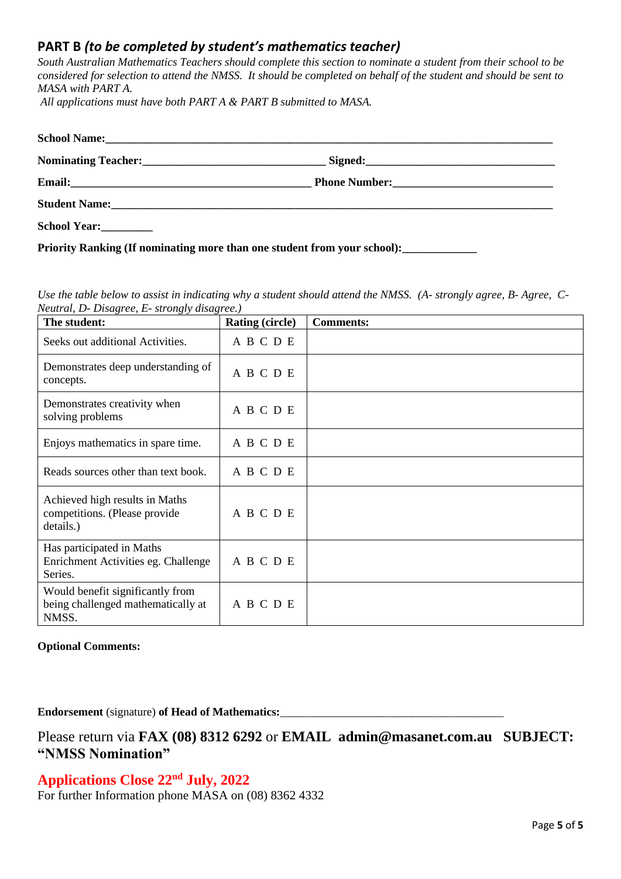## PART B *(to be completed by student's mathematics teacher)*

*South Australian Mathematics Teachers should complete this section to nominate a student from their school to be considered for selection to attend the NMSS. It should be completed on behalf of the student and should be sent to MASA with PART A.*

*All applications must have both PART A & PART B submitted to MASA.*

**School Name:**_______________________________________________________________________________

**Nominating Teacher:**_______________________________ **Signed:**________________________________

**Email:**_________________________________________ **Phone Number:**___________________________

**Student Name:**_____________________________________________________________________________

**School Year:**_________

**Priority Ranking (If nominating more than one student from your school):**_____________

*Use the table below to assist in indicating why a student should attend the NMSS. (A- strongly agree, B- Agree, C- Neutral, D- Disagree, E- strongly disagree.)*

| The student: | Rating (circle) | Comments: |
|---|---|---|
| Seeks out additional Activities. | A B C D E | |
| Demonstrates deep understanding of concepts. | A B C D E | |
| Demonstrates creativity when solving problems | A B C D E | |
| Enjoys mathematics in spare time. | A B C D E | |
| Reads sources other than text book. | A B C D E | |
| Achieved high results in Maths competitions. (Please provide details.) | A B C D E | |
| Has participated in Maths Enrichment Activities eg. Challenge Series. | A B C D E | |
| Would benefit significantly from being challenged mathematically at NMSS. | A B C D E | |

**Optional Comments:**

**Endorsement** (signature) **of Head of Mathematics:**_______________________________________

Please return via **FAX (08) 8312 6292** or **EMAIL admin@masanet.com.au SUBJECT: "NMSS Nomination"**

**Applications Close 22nd July, 2022**

For further Information phone MASA on (08) 8362 4332